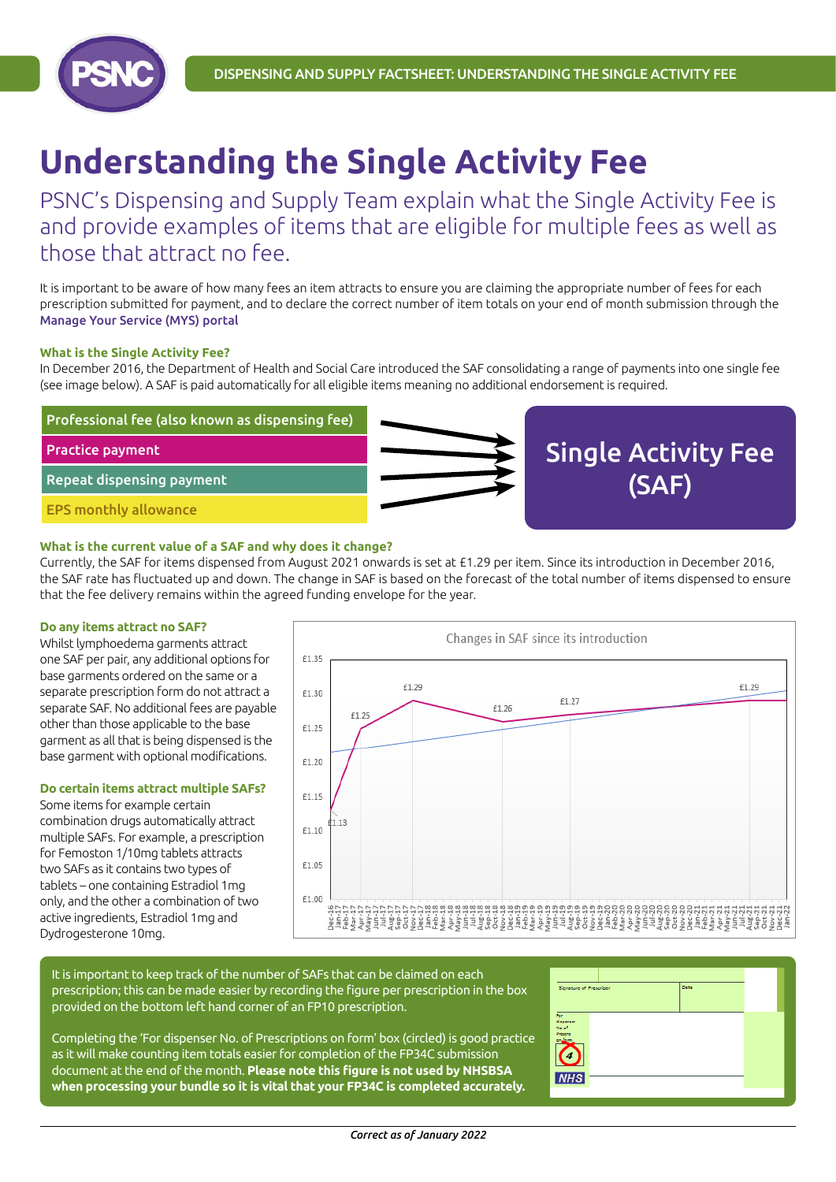# Understanding the Single Activity Fee

PSNC's Dispensing and Supply Team explain what the Single Activity Fee is and provide examples of items that are eligible for multiple fees as well as those that attract no fee.

It is important to be aware of how many fees an item attracts to ensure you are claiming the appropriate number of fees for each prescription submitted for payment, and to declare the correct number of item totals on your end of month submission through the **Manage Your Service (MYS) portal**

### What is the Single Activity Fee?

In December 2016, the Department of Health and Social Care introduced the SAF consolidating a range of payments into one single fee (see image below). A SAF is paid automatically for all eligible items meaning no additional endorsement is required.

- Professional fee (also known as dispensing fee)
- Practice payment
- Repeat dispensing payment
- EPS monthly allowance

→ **Single Activity Fee (SAF)**

### What is the current value of a SAF and why does it change?

Currently, the SAF for items dispensed from August 2021 onwards is set at £1.29 per item. Since its introduction in December 2016, the SAF rate has fluctuated up and down. The change in SAF is based on the forecast of the total number of items dispensed to ensure that the fee delivery remains within the agreed funding envelope for the year.

### Do any items attract no SAF?

Whilst lymphoedema garments attract one SAF per pair, any additional options for base garments ordered on the same or a separate prescription form do not attract a separate SAF. No additional fees are payable other than those applicable to the base garment as all that is being dispensed is the base garment with optional modifications.

### Do certain items attract multiple SAFs?

Some items for example certain combination drugs automatically attract multiple SAFs. For example, a prescription for Femoston 1/10mg tablets attracts two SAFs as it contains two types of tablets – one containing Estradiol 1mg only, and the other a combination of two active ingredients, Estradiol 1mg and Dydrogesterone 10mg.

**Changes in SAF since its introduction**

(Chart, Dec-16 to Jan-22: £1.13, £1.25, £1.29, £1.26, £1.27, £1.29)

It is important to keep track of the number of SAFs that can be claimed on each prescription; this can be made easier by recording the figure per prescription in the box provided on the bottom left hand corner of an FP10 prescription.

Completing the 'For dispenser No. of Prescriptions on form' box (circled) is good practice as it will make counting item totals easier for completion of the FP34C submission document at the end of the month. **Please note this figure is not used by NHSBSA when processing your bundle so it is vital that your FP34C is completed accurately.**

*Correct as of January 2022*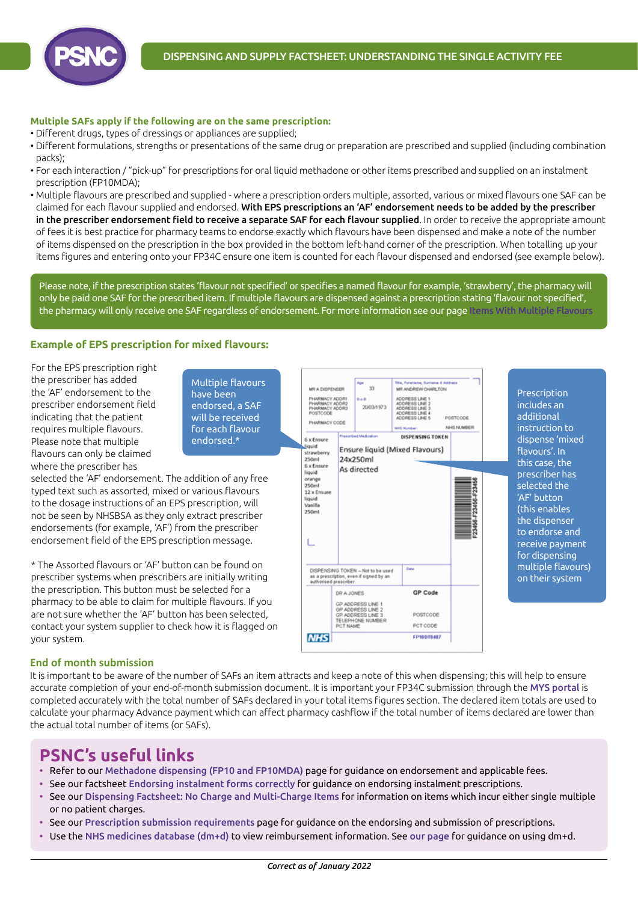### Multiple SAFs apply if the following are on the same prescription:

- Different drugs, types of dressings or appliances are supplied;
- Different formulations, strengths or presentations of the same drug or preparation are prescribed and supplied (including combination packs);
- For each interaction / "pick-up" for prescriptions for oral liquid methadone or other items prescribed and supplied on an instalment prescription (FP10MDA);
- Multiple flavours are prescribed and supplied - where a prescription orders multiple, assorted, various or mixed flavours one SAF can be claimed for each flavour supplied and endorsed. **With EPS prescriptions an 'AF' endorsement needs to be added by the prescriber in the prescriber endorsement field to receive a separate SAF for each flavour supplied**. In order to receive the appropriate amount of fees it is best practice for pharmacy teams to endorse exactly which flavours have been dispensed and make a note of the number of items dispensed on the prescription in the box provided in the bottom left-hand corner of the prescription. When totalling up your items figures and entering onto your FP34C ensure one item is counted for each flavour dispensed and endorsed (see example below).

Please note, if the prescription states 'flavour not specified' or specifies a named flavour for example, 'strawberry', the pharmacy will only be paid one SAF for the prescribed item. If multiple flavours are dispensed against a prescription stating 'flavour not specified', the pharmacy will only receive one SAF regardless of endorsement. For more information see our page Items With Multiple Flavours

### Example of EPS prescription for mixed flavours:

For the EPS prescription right the prescriber has added the 'AF' endorsement to the prescriber endorsement field indicating that the patient requires multiple flavours. Please note that multiple flavours can only be claimed where the prescriber has selected the 'AF' endorsement. The addition of any free typed text such as assorted, mixed or various flavours to the dosage instructions of an EPS prescription, will not be seen by NHSBSA as they only extract prescriber endorsements (for example, 'AF') from the prescriber endorsement field of the EPS prescription message.

Multiple flavours have been endorsed, a SAF will be received for each flavour endorsed.*

MR A DISPENSER
PHARMACY ADDR1
PHARMACY ADDR2
PHARMACY ADDR3
POSTCODE
PHARMACY CODE

Age 33
D.o.B 20/03/1973

Title, Forename, Surname & Address
MR ANDREW CHARLTON
ADDRESS LINE 1
ADDRESS LINE 2
ADDRESS LINE 3
ADDRESS LINE 4
ADDRESS LINE 5
POSTCODE
NHS Number: NHS NUMBER

6 x Ensure liquid strawberry 250ml
6 x Ensure liquid orange 250ml
12 x Ensure liquid Vanilla 250ml

Prescribed Medication
DISPENSING TOKEN
Ensure liquid (Mixed Flavours)
24x250ml
As directed

F23456-F23456-F23456

DISPENSING TOKEN – Not to be used as a prescription, even if signed by an authorised prescriber.

Date

DR A JONES
GP ADDRESS LINE 1
GP ADDRESS LINE 2
GP ADDRESS LINE 3
TELEPHONE NUMBER
PCT NAME

GP Code
POSTCODE
PCT CODE

NHS
FP10DT0407

Prescription includes an additional instruction to dispense 'mixed flavours'. In this case, the prescriber has selected the 'AF' button (this enables the dispenser to endorse and receive payment for dispensing multiple flavours) on their system

\* The Assorted flavours or 'AF' button can be found on prescriber systems when prescribers are initially writing the prescription. This button must be selected for a pharmacy to be able to claim for multiple flavours. If you are not sure whether the 'AF' button has been selected, contact your system supplier to check how it is flagged on your system.

### End of month submission

It is important to be aware of the number of SAFs an item attracts and keep a note of this when dispensing; this will help to ensure accurate completion of your end-of-month submission document. It is important your FP34C submission through the MYS portal is completed accurately with the total number of SAFs declared in your total items figures section. The declared item totals are used to calculate your pharmacy Advance payment which can affect pharmacy cashflow if the total number of items declared are lower than the actual total number of items (or SAFs).

## PSNC's useful links

- Refer to our Methadone dispensing (FP10 and FP10MDA) page for guidance on endorsement and applicable fees.
- See our factsheet Endorsing instalment forms correctly for guidance on endorsing instalment prescriptions.
- See our Dispensing Factsheet: No Charge and Multi-Charge Items for information on items which incur either single multiple or no patient charges.
- See our Prescription submission requirements page for guidance on the endorsing and submission of prescriptions.
- Use the NHS medicines database (dm+d) to view reimbursement information. See our page for guidance on using dm+d.

*Correct as of January 2022*